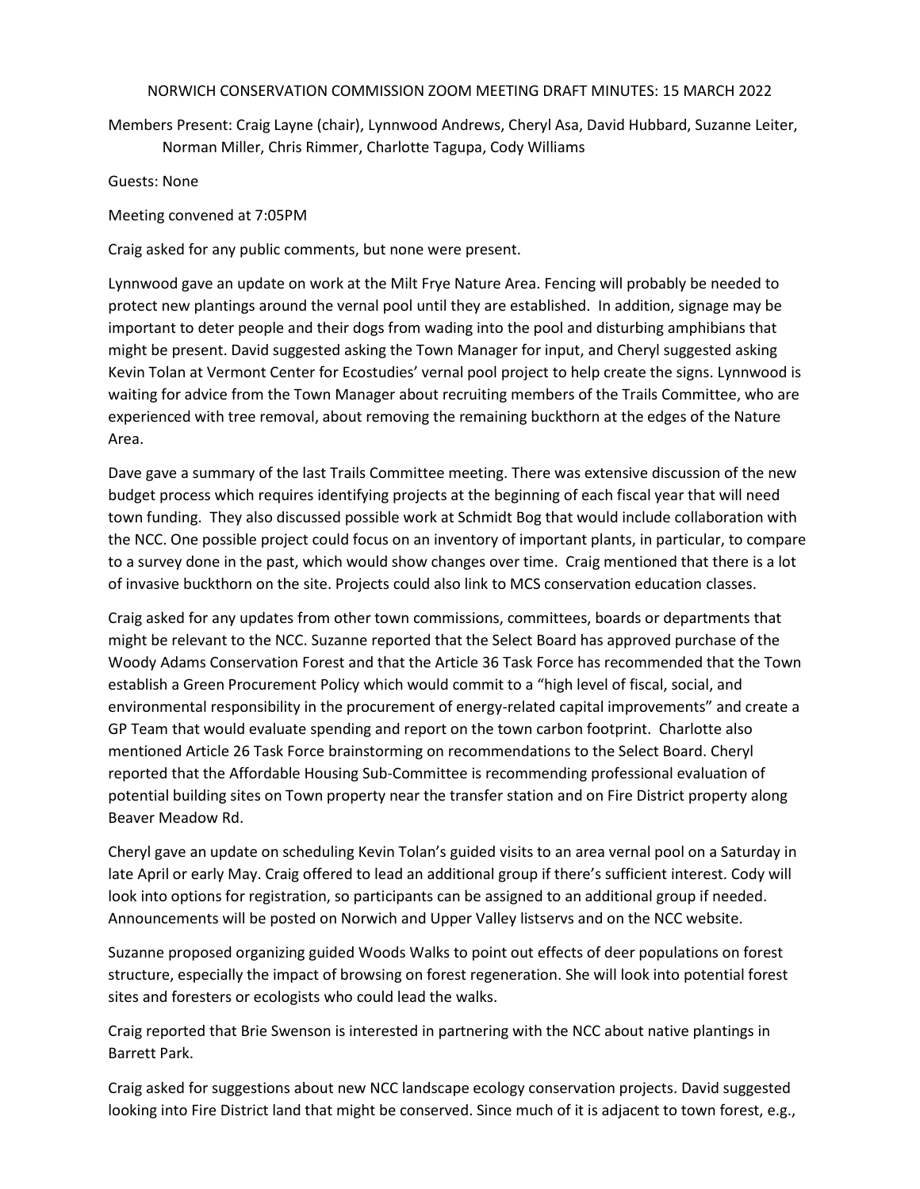# NORWICH CONSERVATION COMMISSION ZOOM MEETING DRAFT MINUTES: 15 MARCH 2022

Members Present: Craig Layne (chair), Lynnwood Andrews, Cheryl Asa, David Hubbard, Suzanne Leiter, Norman Miller, Chris Rimmer, Charlotte Tagupa, Cody Williams

Guests: None

Meeting convened at 7:05PM

Craig asked for any public comments, but none were present.

Lynnwood gave an update on work at the Milt Frye Nature Area. Fencing will probably be needed to protect new plantings around the vernal pool until they are established. In addition, signage may be important to deter people and their dogs from wading into the pool and disturbing amphibians that might be present. David suggested asking the Town Manager for input, and Cheryl suggested asking Kevin Tolan at Vermont Center for Ecostudies' vernal pool project to help create the signs. Lynnwood is waiting for advice from the Town Manager about recruiting members of the Trails Committee, who are experienced with tree removal, about removing the remaining buckthorn at the edges of the Nature Area.

Dave gave a summary of the last Trails Committee meeting. There was extensive discussion of the new budget process which requires identifying projects at the beginning of each fiscal year that will need town funding. They also discussed possible work at Schmidt Bog that would include collaboration with the NCC. One possible project could focus on an inventory of important plants, in particular, to compare to a survey done in the past, which would show changes over time. Craig mentioned that there is a lot of invasive buckthorn on the site. Projects could also link to MCS conservation education classes.

Craig asked for any updates from other town commissions, committees, boards or departments that might be relevant to the NCC. Suzanne reported that the Select Board has approved purchase of the Woody Adams Conservation Forest and that the Article 36 Task Force has recommended that the Town establish a Green Procurement Policy which would commit to a "high level of fiscal, social, and environmental responsibility in the procurement of energy-related capital improvements" and create a GP Team that would evaluate spending and report on the town carbon footprint. Charlotte also mentioned Article 26 Task Force brainstorming on recommendations to the Select Board. Cheryl reported that the Affordable Housing Sub-Committee is recommending professional evaluation of potential building sites on Town property near the transfer station and on Fire District property along Beaver Meadow Rd.

Cheryl gave an update on scheduling Kevin Tolan's guided visits to an area vernal pool on a Saturday in late April or early May. Craig offered to lead an additional group if there's sufficient interest. Cody will look into options for registration, so participants can be assigned to an additional group if needed. Announcements will be posted on Norwich and Upper Valley listservs and on the NCC website.

Suzanne proposed organizing guided Woods Walks to point out effects of deer populations on forest structure, especially the impact of browsing on forest regeneration. She will look into potential forest sites and foresters or ecologists who could lead the walks.

Craig reported that Brie Swenson is interested in partnering with the NCC about native plantings in Barrett Park.

Craig asked for suggestions about new NCC landscape ecology conservation projects. David suggested looking into Fire District land that might be conserved. Since much of it is adjacent to town forest, e.g.,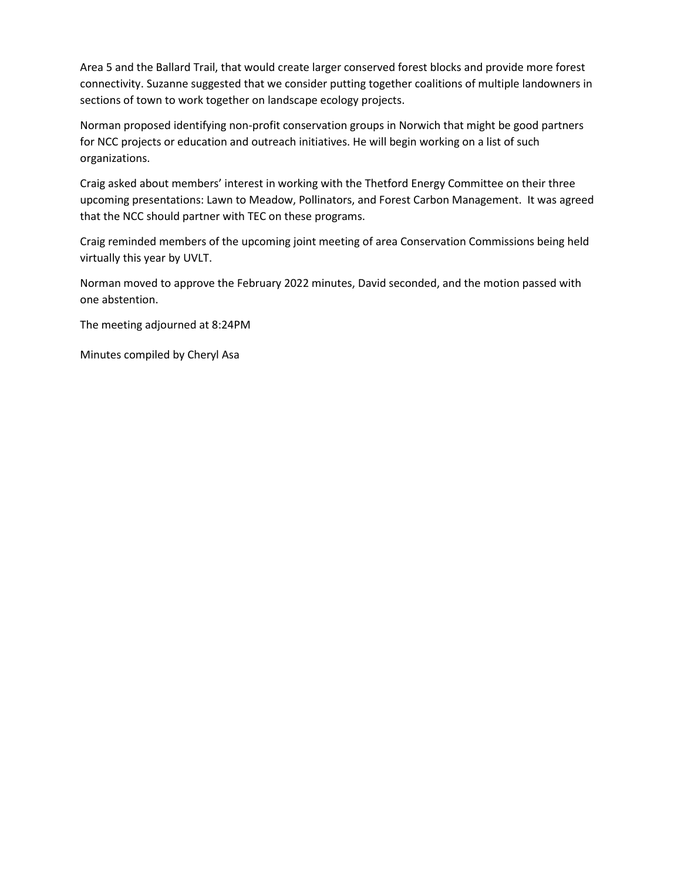Area 5 and the Ballard Trail, that would create larger conserved forest blocks and provide more forest connectivity. Suzanne suggested that we consider putting together coalitions of multiple landowners in sections of town to work together on landscape ecology projects.

Norman proposed identifying non-profit conservation groups in Norwich that might be good partners for NCC projects or education and outreach initiatives. He will begin working on a list of such organizations.

Craig asked about members' interest in working with the Thetford Energy Committee on their three upcoming presentations: Lawn to Meadow, Pollinators, and Forest Carbon Management. It was agreed that the NCC should partner with TEC on these programs.

Craig reminded members of the upcoming joint meeting of area Conservation Commissions being held virtually this year by UVLT.

Norman moved to approve the February 2022 minutes, David seconded, and the motion passed with one abstention.

The meeting adjourned at 8:24PM

Minutes compiled by Cheryl Asa